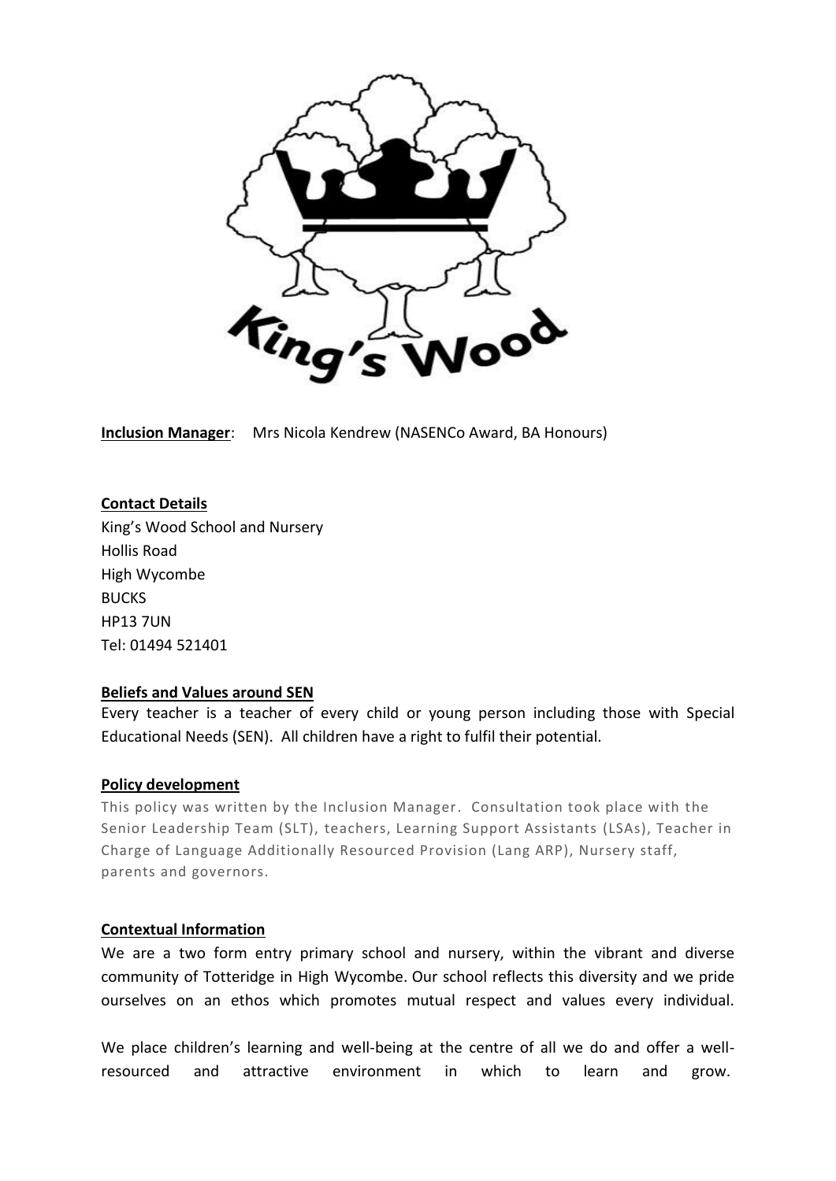**Inclusion Manager**: Mrs Nicola Kendrew (NASENCo Award, BA Honours)

**Contact Details**

King's Wood School and Nursery
Hollis Road
High Wycombe
BUCKS
HP13 7UN
Tel: 01494 521401

**Beliefs and Values around SEN**

Every teacher is a teacher of every child or young person including those with Special Educational Needs (SEN). All children have a right to fulfil their potential.

**Policy development**

This policy was written by the Inclusion Manager. Consultation took place with the Senior Leadership Team (SLT), teachers, Learning Support Assistants (LSAs), Teacher in Charge of Language Additionally Resourced Provision (Lang ARP), Nursery staff, parents and governors.

**Contextual Information**

We are a two form entry primary school and nursery, within the vibrant and diverse community of Totteridge in High Wycombe. Our school reflects this diversity and we pride ourselves on an ethos which promotes mutual respect and values every individual.

We place children's learning and well-being at the centre of all we do and offer a well-resourced and attractive environment in which to learn and grow.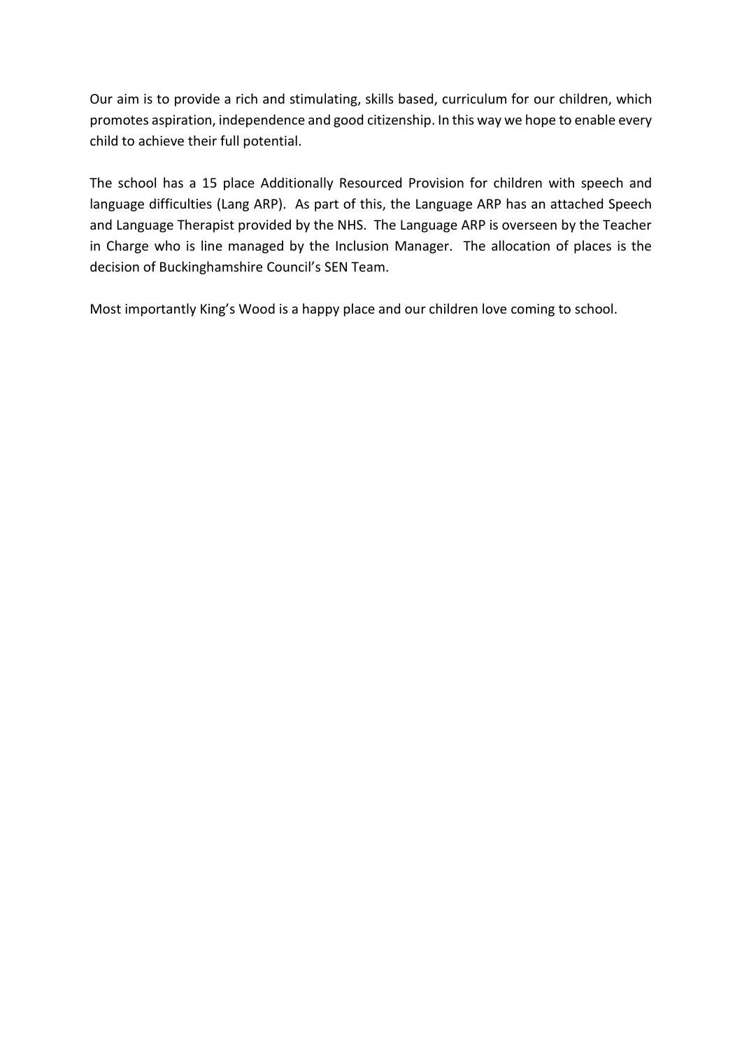Our aim is to provide a rich and stimulating, skills based, curriculum for our children, which promotes aspiration, independence and good citizenship. In this way we hope to enable every child to achieve their full potential.

The school has a 15 place Additionally Resourced Provision for children with speech and language difficulties (Lang ARP). As part of this, the Language ARP has an attached Speech and Language Therapist provided by the NHS. The Language ARP is overseen by the Teacher in Charge who is line managed by the Inclusion Manager. The allocation of places is the decision of Buckinghamshire Council's SEN Team.

Most importantly King's Wood is a happy place and our children love coming to school.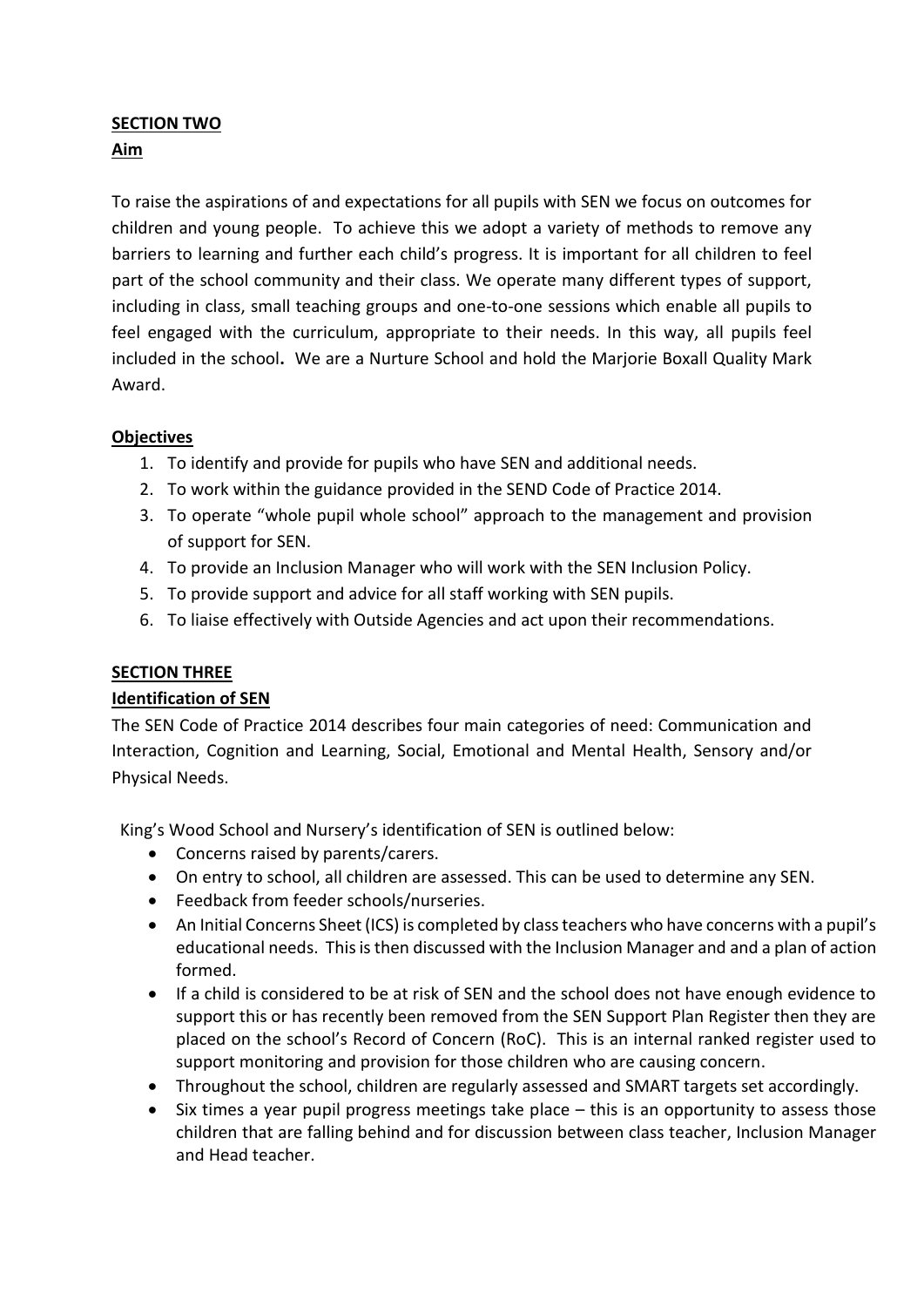## SECTION TWO

### Aim

To raise the aspirations of and expectations for all pupils with SEN we focus on outcomes for children and young people. To achieve this we adopt a variety of methods to remove any barriers to learning and further each child's progress. It is important for all children to feel part of the school community and their class. We operate many different types of support, including in class, small teaching groups and one-to-one sessions which enable all pupils to feel engaged with the curriculum, appropriate to their needs. In this way, all pupils feel included in the school**.** We are a Nurture School and hold the Marjorie Boxall Quality Mark Award.

### Objectives

1. To identify and provide for pupils who have SEN and additional needs.
2. To work within the guidance provided in the SEND Code of Practice 2014.
3. To operate "whole pupil whole school" approach to the management and provision of support for SEN.
4. To provide an Inclusion Manager who will work with the SEN Inclusion Policy.
5. To provide support and advice for all staff working with SEN pupils.
6. To liaise effectively with Outside Agencies and act upon their recommendations.

## SECTION THREE

### Identification of SEN

The SEN Code of Practice 2014 describes four main categories of need: Communication and Interaction, Cognition and Learning, Social, Emotional and Mental Health, Sensory and/or Physical Needs.

King's Wood School and Nursery's identification of SEN is outlined below:

- Concerns raised by parents/carers.
- On entry to school, all children are assessed. This can be used to determine any SEN.
- Feedback from feeder schools/nurseries.
- An Initial Concerns Sheet (ICS) is completed by class teachers who have concerns with a pupil's educational needs. This is then discussed with the Inclusion Manager and and a plan of action formed.
- If a child is considered to be at risk of SEN and the school does not have enough evidence to support this or has recently been removed from the SEN Support Plan Register then they are placed on the school's Record of Concern (RoC). This is an internal ranked register used to support monitoring and provision for those children who are causing concern.
- Throughout the school, children are regularly assessed and SMART targets set accordingly.
- Six times a year pupil progress meetings take place – this is an opportunity to assess those children that are falling behind and for discussion between class teacher, Inclusion Manager and Head teacher.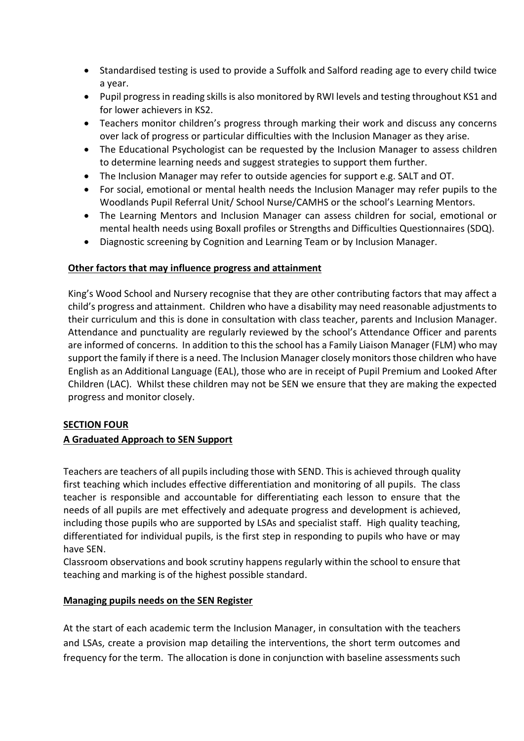- Standardised testing is used to provide a Suffolk and Salford reading age to every child twice a year.
- Pupil progress in reading skills is also monitored by RWI levels and testing throughout KS1 and for lower achievers in KS2.
- Teachers monitor children's progress through marking their work and discuss any concerns over lack of progress or particular difficulties with the Inclusion Manager as they arise.
- The Educational Psychologist can be requested by the Inclusion Manager to assess children to determine learning needs and suggest strategies to support them further.
- The Inclusion Manager may refer to outside agencies for support e.g. SALT and OT.
- For social, emotional or mental health needs the Inclusion Manager may refer pupils to the Woodlands Pupil Referral Unit/ School Nurse/CAMHS or the school's Learning Mentors.
- The Learning Mentors and Inclusion Manager can assess children for social, emotional or mental health needs using Boxall profiles or Strengths and Difficulties Questionnaires (SDQ).
- Diagnostic screening by Cognition and Learning Team or by Inclusion Manager.

**Other factors that may influence progress and attainment**

King's Wood School and Nursery recognise that they are other contributing factors that may affect a child's progress and attainment. Children who have a disability may need reasonable adjustments to their curriculum and this is done in consultation with class teacher, parents and Inclusion Manager. Attendance and punctuality are regularly reviewed by the school's Attendance Officer and parents are informed of concerns. In addition to this the school has a Family Liaison Manager (FLM) who may support the family if there is a need. The Inclusion Manager closely monitors those children who have English as an Additional Language (EAL), those who are in receipt of Pupil Premium and Looked After Children (LAC). Whilst these children may not be SEN we ensure that they are making the expected progress and monitor closely.

## SECTION FOUR

## A Graduated Approach to SEN Support

Teachers are teachers of all pupils including those with SEND. This is achieved through quality first teaching which includes effective differentiation and monitoring of all pupils. The class teacher is responsible and accountable for differentiating each lesson to ensure that the needs of all pupils are met effectively and adequate progress and development is achieved, including those pupils who are supported by LSAs and specialist staff. High quality teaching, differentiated for individual pupils, is the first step in responding to pupils who have or may have SEN.

Classroom observations and book scrutiny happens regularly within the school to ensure that teaching and marking is of the highest possible standard.

**Managing pupils needs on the SEN Register**

At the start of each academic term the Inclusion Manager, in consultation with the teachers and LSAs, create a provision map detailing the interventions, the short term outcomes and frequency for the term. The allocation is done in conjunction with baseline assessments such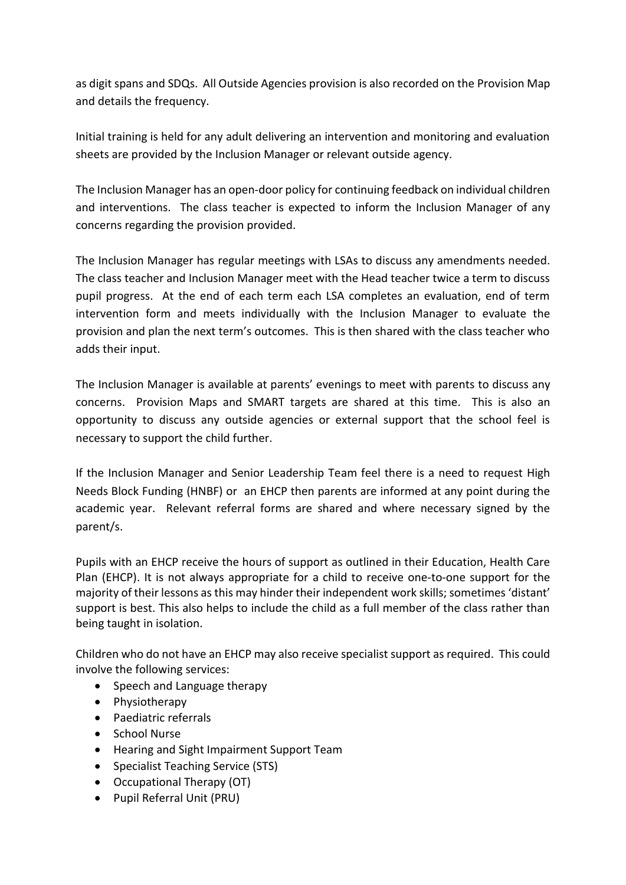as digit spans and SDQs. All Outside Agencies provision is also recorded on the Provision Map and details the frequency.

Initial training is held for any adult delivering an intervention and monitoring and evaluation sheets are provided by the Inclusion Manager or relevant outside agency.

The Inclusion Manager has an open-door policy for continuing feedback on individual children and interventions. The class teacher is expected to inform the Inclusion Manager of any concerns regarding the provision provided.

The Inclusion Manager has regular meetings with LSAs to discuss any amendments needed. The class teacher and Inclusion Manager meet with the Head teacher twice a term to discuss pupil progress. At the end of each term each LSA completes an evaluation, end of term intervention form and meets individually with the Inclusion Manager to evaluate the provision and plan the next term's outcomes. This is then shared with the class teacher who adds their input.

The Inclusion Manager is available at parents' evenings to meet with parents to discuss any concerns. Provision Maps and SMART targets are shared at this time. This is also an opportunity to discuss any outside agencies or external support that the school feel is necessary to support the child further.

If the Inclusion Manager and Senior Leadership Team feel there is a need to request High Needs Block Funding (HNBF) or an EHCP then parents are informed at any point during the academic year. Relevant referral forms are shared and where necessary signed by the parent/s.

Pupils with an EHCP receive the hours of support as outlined in their Education, Health Care Plan (EHCP). It is not always appropriate for a child to receive one-to-one support for the majority of their lessons as this may hinder their independent work skills; sometimes 'distant' support is best. This also helps to include the child as a full member of the class rather than being taught in isolation.

Children who do not have an EHCP may also receive specialist support as required. This could involve the following services:

- Speech and Language therapy
- Physiotherapy
- Paediatric referrals
- School Nurse
- Hearing and Sight Impairment Support Team
- Specialist Teaching Service (STS)
- Occupational Therapy (OT)
- Pupil Referral Unit (PRU)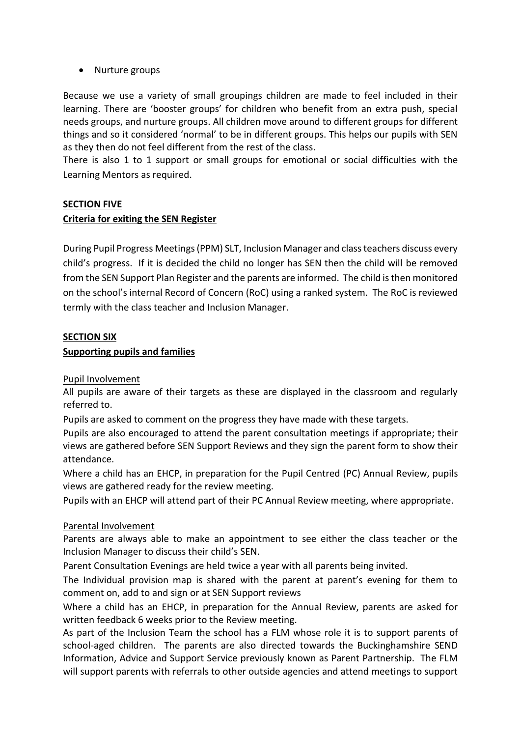- Nurture groups

Because we use a variety of small groupings children are made to feel included in their learning. There are 'booster groups' for children who benefit from an extra push, special needs groups, and nurture groups. All children move around to different groups for different things and so it considered 'normal' to be in different groups. This helps our pupils with SEN as they then do not feel different from the rest of the class.

There is also 1 to 1 support or small groups for emotional or social difficulties with the Learning Mentors as required.

**SECTION FIVE**

**Criteria for exiting the SEN Register**

During Pupil Progress Meetings (PPM) SLT, Inclusion Manager and class teachers discuss every child's progress. If it is decided the child no longer has SEN then the child will be removed from the SEN Support Plan Register and the parents are informed. The child is then monitored on the school's internal Record of Concern (RoC) using a ranked system. The RoC is reviewed termly with the class teacher and Inclusion Manager.

**SECTION SIX**

**Supporting pupils and families**

Pupil Involvement

All pupils are aware of their targets as these are displayed in the classroom and regularly referred to.

Pupils are asked to comment on the progress they have made with these targets.

Pupils are also encouraged to attend the parent consultation meetings if appropriate; their views are gathered before SEN Support Reviews and they sign the parent form to show their attendance.

Where a child has an EHCP, in preparation for the Pupil Centred (PC) Annual Review, pupils views are gathered ready for the review meeting.

Pupils with an EHCP will attend part of their PC Annual Review meeting, where appropriate.

Parental Involvement

Parents are always able to make an appointment to see either the class teacher or the Inclusion Manager to discuss their child's SEN.

Parent Consultation Evenings are held twice a year with all parents being invited.

The Individual provision map is shared with the parent at parent's evening for them to comment on, add to and sign or at SEN Support reviews

Where a child has an EHCP, in preparation for the Annual Review, parents are asked for written feedback 6 weeks prior to the Review meeting.

As part of the Inclusion Team the school has a FLM whose role it is to support parents of school-aged children. The parents are also directed towards the Buckinghamshire SEND Information, Advice and Support Service previously known as Parent Partnership. The FLM will support parents with referrals to other outside agencies and attend meetings to support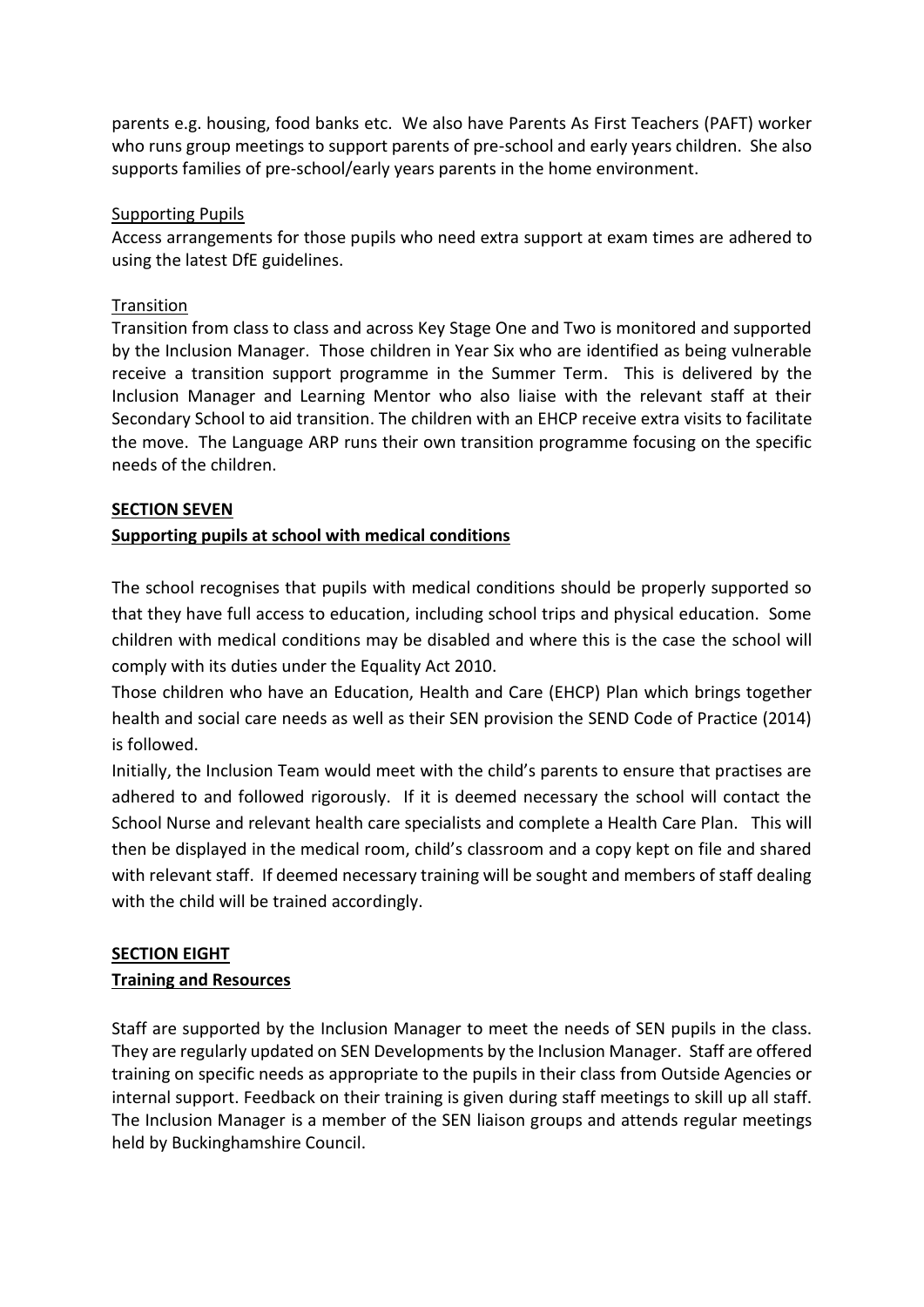parents e.g. housing, food banks etc. We also have Parents As First Teachers (PAFT) worker who runs group meetings to support parents of pre-school and early years children. She also supports families of pre-school/early years parents in the home environment.

Supporting Pupils

Access arrangements for those pupils who need extra support at exam times are adhered to using the latest DfE guidelines.

Transition

Transition from class to class and across Key Stage One and Two is monitored and supported by the Inclusion Manager. Those children in Year Six who are identified as being vulnerable receive a transition support programme in the Summer Term. This is delivered by the Inclusion Manager and Learning Mentor who also liaise with the relevant staff at their Secondary School to aid transition. The children with an EHCP receive extra visits to facilitate the move. The Language ARP runs their own transition programme focusing on the specific needs of the children.

## SECTION SEVEN

## Supporting pupils at school with medical conditions

The school recognises that pupils with medical conditions should be properly supported so that they have full access to education, including school trips and physical education. Some children with medical conditions may be disabled and where this is the case the school will comply with its duties under the Equality Act 2010.

Those children who have an Education, Health and Care (EHCP) Plan which brings together health and social care needs as well as their SEN provision the SEND Code of Practice (2014) is followed.

Initially, the Inclusion Team would meet with the child's parents to ensure that practises are adhered to and followed rigorously. If it is deemed necessary the school will contact the School Nurse and relevant health care specialists and complete a Health Care Plan. This will then be displayed in the medical room, child's classroom and a copy kept on file and shared with relevant staff. If deemed necessary training will be sought and members of staff dealing with the child will be trained accordingly.

## SECTION EIGHT

## Training and Resources

Staff are supported by the Inclusion Manager to meet the needs of SEN pupils in the class. They are regularly updated on SEN Developments by the Inclusion Manager. Staff are offered training on specific needs as appropriate to the pupils in their class from Outside Agencies or internal support. Feedback on their training is given during staff meetings to skill up all staff. The Inclusion Manager is a member of the SEN liaison groups and attends regular meetings held by Buckinghamshire Council.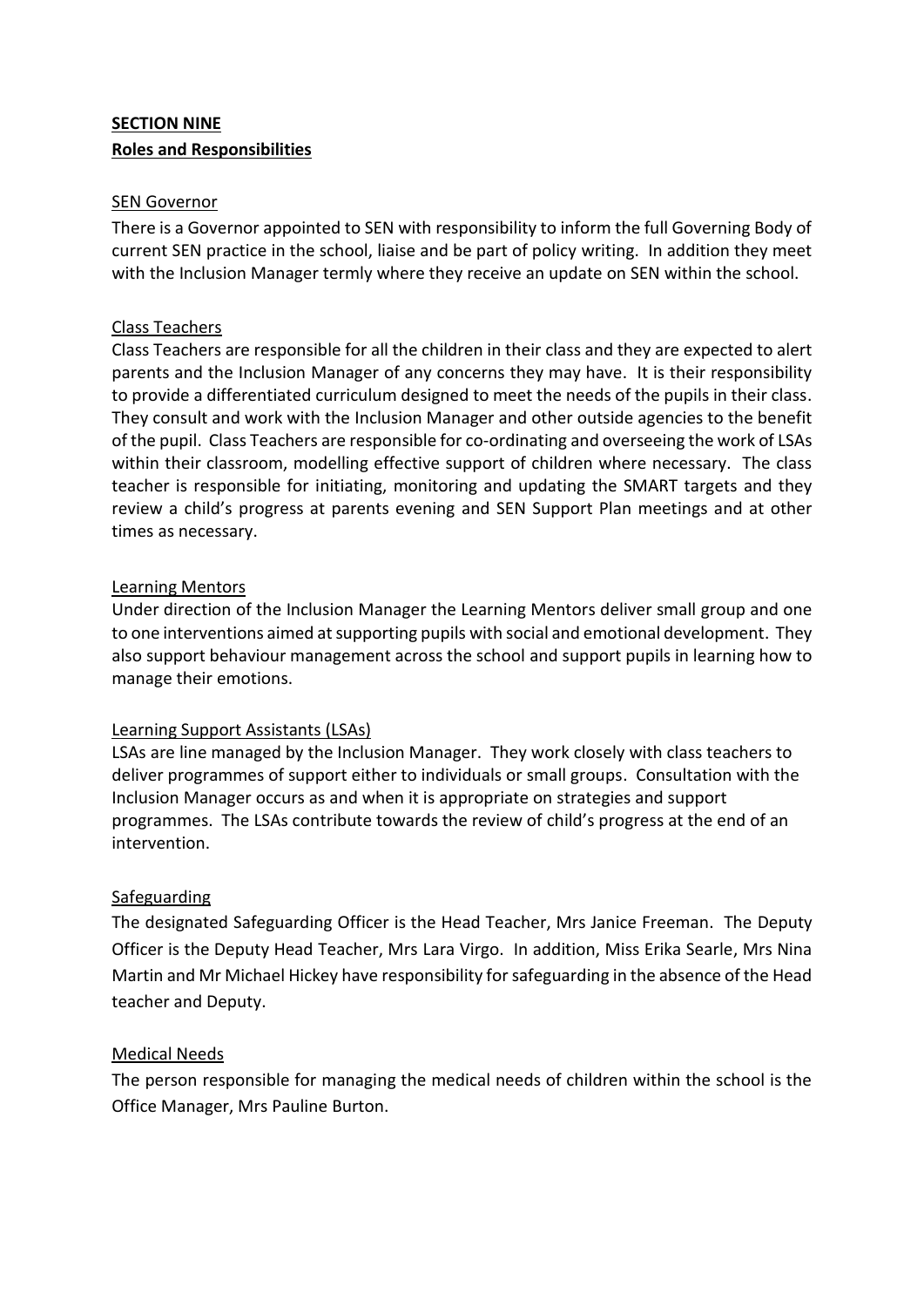## SECTION NINE

## Roles and Responsibilities

### SEN Governor

There is a Governor appointed to SEN with responsibility to inform the full Governing Body of current SEN practice in the school, liaise and be part of policy writing. In addition they meet with the Inclusion Manager termly where they receive an update on SEN within the school.

### Class Teachers

Class Teachers are responsible for all the children in their class and they are expected to alert parents and the Inclusion Manager of any concerns they may have. It is their responsibility to provide a differentiated curriculum designed to meet the needs of the pupils in their class. They consult and work with the Inclusion Manager and other outside agencies to the benefit of the pupil. Class Teachers are responsible for co-ordinating and overseeing the work of LSAs within their classroom, modelling effective support of children where necessary. The class teacher is responsible for initiating, monitoring and updating the SMART targets and they review a child's progress at parents evening and SEN Support Plan meetings and at other times as necessary.

### Learning Mentors

Under direction of the Inclusion Manager the Learning Mentors deliver small group and one to one interventions aimed at supporting pupils with social and emotional development. They also support behaviour management across the school and support pupils in learning how to manage their emotions.

### Learning Support Assistants (LSAs)

LSAs are line managed by the Inclusion Manager. They work closely with class teachers to deliver programmes of support either to individuals or small groups. Consultation with the Inclusion Manager occurs as and when it is appropriate on strategies and support programmes. The LSAs contribute towards the review of child's progress at the end of an intervention.

### Safeguarding

The designated Safeguarding Officer is the Head Teacher, Mrs Janice Freeman. The Deputy Officer is the Deputy Head Teacher, Mrs Lara Virgo. In addition, Miss Erika Searle, Mrs Nina Martin and Mr Michael Hickey have responsibility for safeguarding in the absence of the Head teacher and Deputy.

### Medical Needs

The person responsible for managing the medical needs of children within the school is the Office Manager, Mrs Pauline Burton.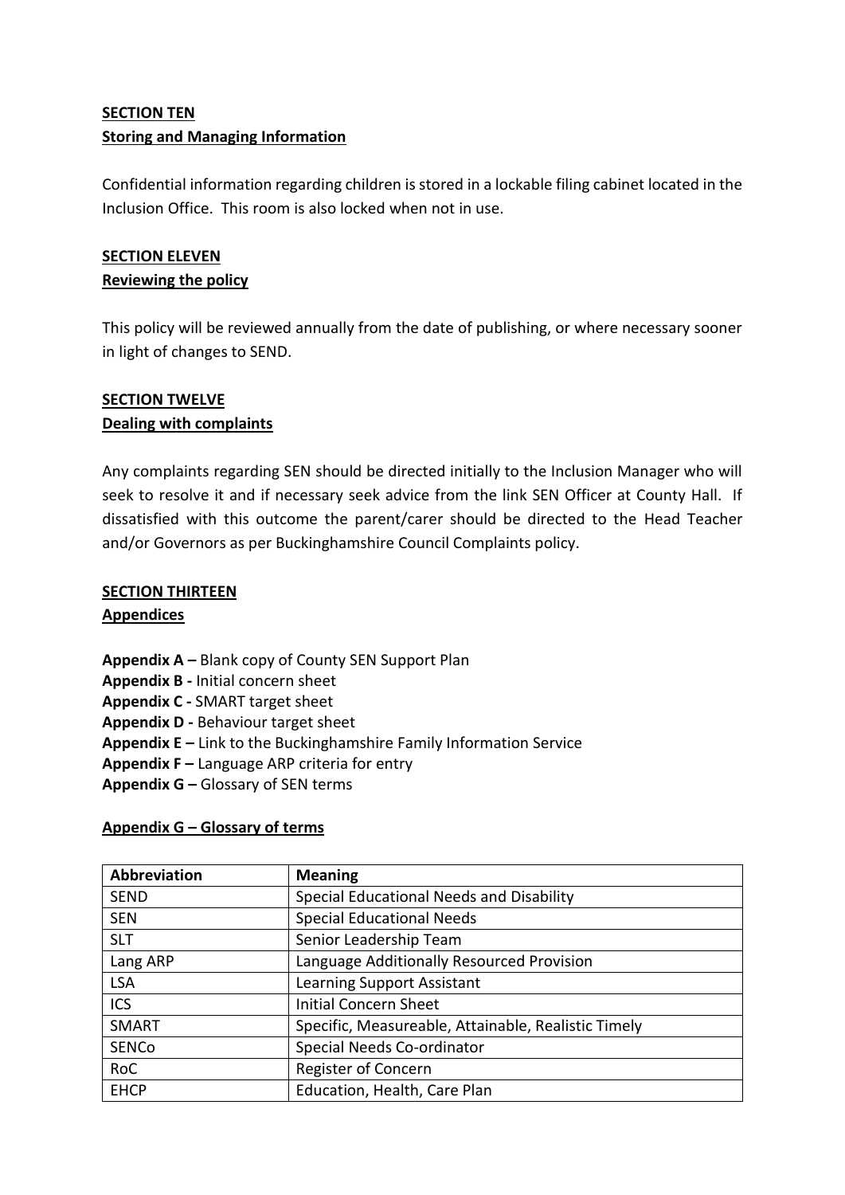**SECTION TEN**
**Storing and Managing Information**

Confidential information regarding children is stored in a lockable filing cabinet located in the Inclusion Office. This room is also locked when not in use.

**SECTION ELEVEN**
**Reviewing the policy**

This policy will be reviewed annually from the date of publishing, or where necessary sooner in light of changes to SEND.

**SECTION TWELVE**
**Dealing with complaints**

Any complaints regarding SEN should be directed initially to the Inclusion Manager who will seek to resolve it and if necessary seek advice from the link SEN Officer at County Hall. If dissatisfied with this outcome the parent/carer should be directed to the Head Teacher and/or Governors as per Buckinghamshire Council Complaints policy.

**SECTION THIRTEEN**
**Appendices**

**Appendix A –** Blank copy of County SEN Support Plan
**Appendix B -** Initial concern sheet
**Appendix C -** SMART target sheet
**Appendix D -** Behaviour target sheet
**Appendix E –** Link to the Buckinghamshire Family Information Service
**Appendix F –** Language ARP criteria for entry
**Appendix G –** Glossary of SEN terms

**Appendix G – Glossary of terms**

| Abbreviation | Meaning |
|---|---|
| SEND | Special Educational Needs and Disability |
| SEN | Special Educational Needs |
| SLT | Senior Leadership Team |
| Lang ARP | Language Additionally Resourced Provision |
| LSA | Learning Support Assistant |
| ICS | Initial Concern Sheet |
| SMART | Specific, Measureable, Attainable, Realistic Timely |
| SENCo | Special Needs Co-ordinator |
| RoC | Register of Concern |
| EHCP | Education, Health, Care Plan |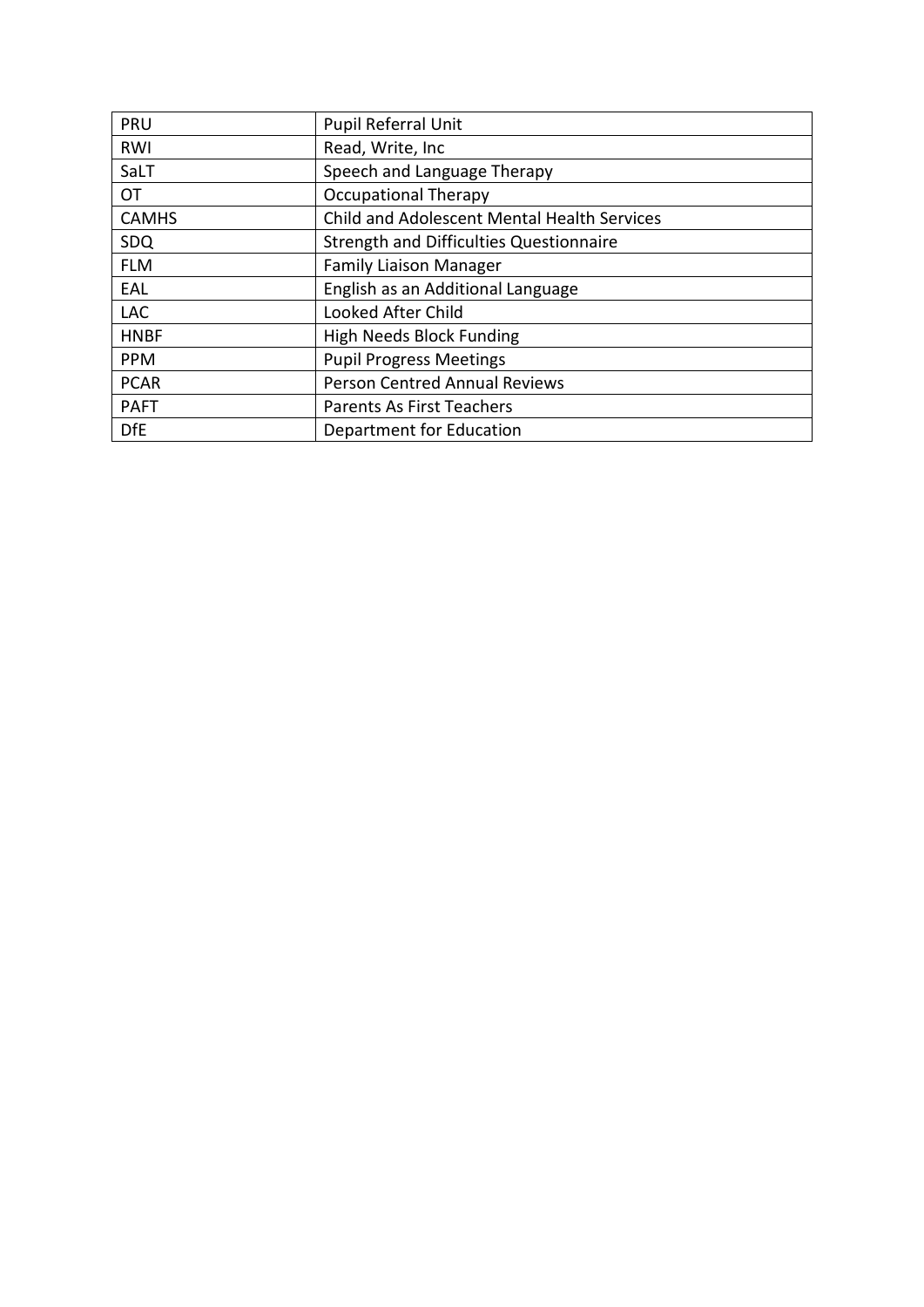| | |
|---|---|
| PRU | Pupil Referral Unit |
| RWI | Read, Write, Inc |
| SaLT | Speech and Language Therapy |
| OT | Occupational Therapy |
| CAMHS | Child and Adolescent Mental Health Services |
| SDQ | Strength and Difficulties Questionnaire |
| FLM | Family Liaison Manager |
| EAL | English as an Additional Language |
| LAC | Looked After Child |
| HNBF | High Needs Block Funding |
| PPM | Pupil Progress Meetings |
| PCAR | Person Centred Annual Reviews |
| PAFT | Parents As First Teachers |
| DfE | Department for Education |